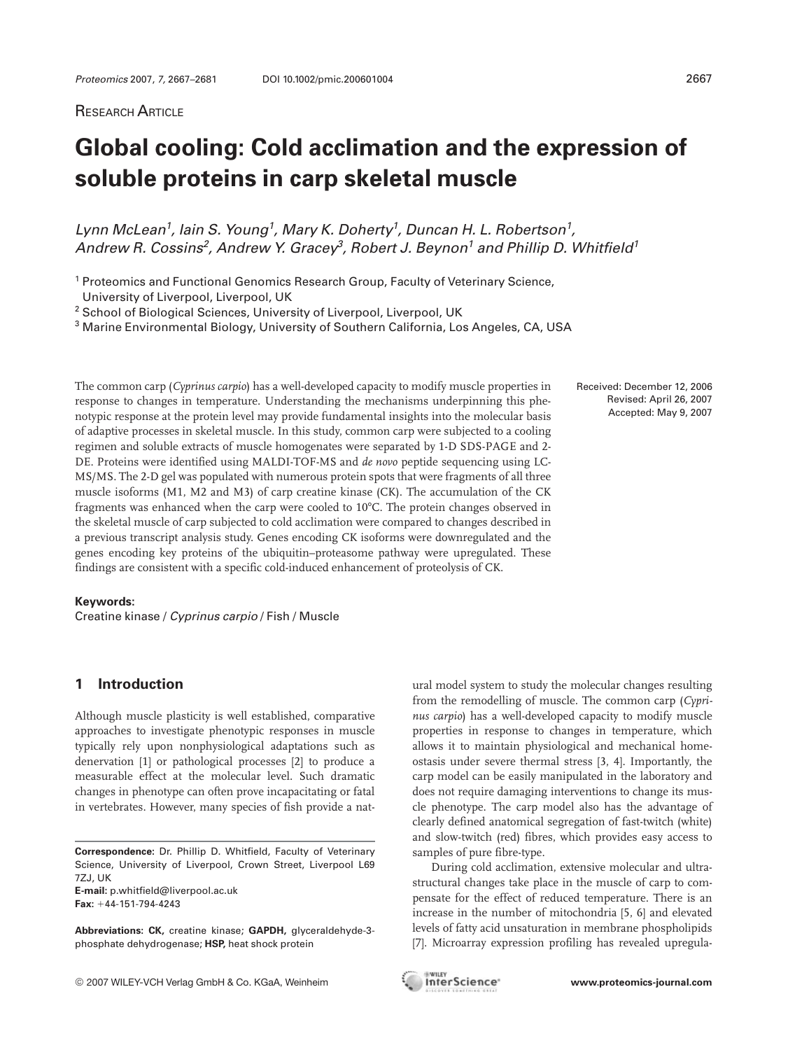Research Article

# Global cooling: Cold acclimation and the expression of soluble proteins in carp skeletal muscle

*Lynn McLean[1], Iain S. Young[1], Mary K. Doherty[1], Duncan H. L. Robertson[1], Andrew R. Cossins[2], Andrew Y. Gracey[3], Robert J. Beynon[1] and Phillip D. Whitfield[1]*

[1] Proteomics and Functional Genomics Research Group, Faculty of Veterinary Science, University of Liverpool, Liverpool, UK

[2] School of Biological Sciences, University of Liverpool, Liverpool, UK

[3] Marine Environmental Biology, University of Southern California, Los Angeles, CA, USA

The common carp (*Cyprinus carpio*) has a well-developed capacity to modify muscle properties in response to changes in temperature. Understanding the mechanisms underpinning this phenotypic response at the protein level may provide fundamental insights into the molecular basis of adaptive processes in skeletal muscle. In this study, common carp were subjected to a cooling regimen and soluble extracts of muscle homogenates were separated by 1-D SDS-PAGE and 2-DE. Proteins were identified using MALDI-TOF-MS and *de novo* peptide sequencing using LC-MS/MS. The 2-D gel was populated with numerous protein spots that were fragments of all three muscle isoforms (M1, M2 and M3) of carp creatine kinase (CK). The accumulation of the CK fragments was enhanced when the carp were cooled to 10°C. The protein changes observed in the skeletal muscle of carp subjected to cold acclimation were compared to changes described in a previous transcript analysis study. Genes encoding CK isoforms were downregulated and the genes encoding key proteins of the ubiquitin–proteasome pathway were upregulated. These findings are consistent with a specific cold-induced enhancement of proteolysis of CK.

Received: December 12, 2006
Revised: April 26, 2007
Accepted: May 9, 2007

**Keywords:**
Creatine kinase / *Cyprinus carpio* / Fish / Muscle

## 1 Introduction

Although muscle plasticity is well established, comparative approaches to investigate phenotypic responses in muscle typically rely upon nonphysiological adaptations such as denervation [1] or pathological processes [2] to produce a measurable effect at the molecular level. Such dramatic changes in phenotype can often prove incapacitating or fatal in vertebrates. However, many species of fish provide a natural model system to study the molecular changes resulting from the remodelling of muscle. The common carp (*Cyprinus carpio*) has a well-developed capacity to modify muscle properties in response to changes in temperature, which allows it to maintain physiological and mechanical homeostasis under severe thermal stress [3, 4]. Importantly, the carp model can be easily manipulated in the laboratory and does not require damaging interventions to change its muscle phenotype. The carp model also has the advantage of clearly defined anatomical segregation of fast-twitch (white) and slow-twitch (red) fibres, which provides easy access to samples of pure fibre-type.

During cold acclimation, extensive molecular and ultrastructural changes take place in the muscle of carp to compensate for the effect of reduced temperature. There is an increase in the number of mitochondria [5, 6] and elevated levels of fatty acid unsaturation in membrane phospholipids [7]. Microarray expression profiling has revealed upregula-

**Correspondence:** Dr. Phillip D. Whitfield, Faculty of Veterinary Science, University of Liverpool, Crown Street, Liverpool L69 7ZJ, UK
**E-mail:** p.whitfield@liverpool.ac.uk
**Fax:** +44-151-794-4243

**Abbreviations: CK,** creatine kinase; **GAPDH,** glyceraldehyde-3-phosphate dehydrogenase; **HSP,** heat shock protein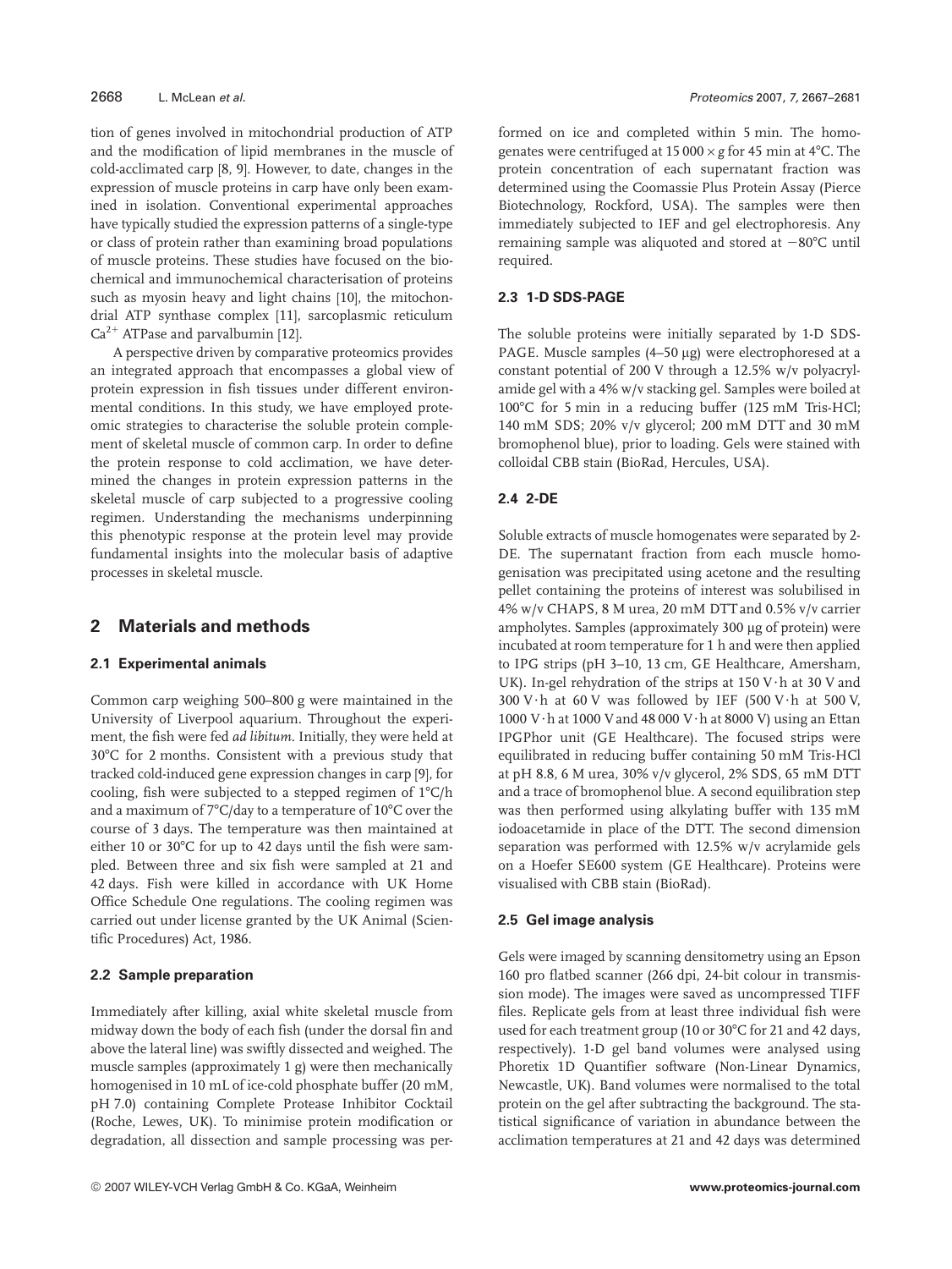tion of genes involved in mitochondrial production of ATP and the modification of lipid membranes in the muscle of cold-acclimated carp [8, 9]. However, to date, changes in the expression of muscle proteins in carp have only been examined in isolation. Conventional experimental approaches have typically studied the expression patterns of a single-type or class of protein rather than examining broad populations of muscle proteins. These studies have focused on the biochemical and immunochemical characterisation of proteins such as myosin heavy and light chains [10], the mitochondrial ATP synthase complex [11], sarcoplasmic reticulum $Ca^{2+}$ ATPase and parvalbumin [12].

A perspective driven by comparative proteomics provides an integrated approach that encompasses a global view of protein expression in fish tissues under different environmental conditions. In this study, we have employed proteomic strategies to characterise the soluble protein complement of skeletal muscle of common carp. In order to define the protein response to cold acclimation, we have determined the changes in protein expression patterns in the skeletal muscle of carp subjected to a progressive cooling regimen. Understanding the mechanisms underpinning this phenotypic response at the protein level may provide fundamental insights into the molecular basis of adaptive processes in skeletal muscle.

## 2 Materials and methods

### 2.1 Experimental animals

Common carp weighing 500–800 g were maintained in the University of Liverpool aquarium. Throughout the experiment, the fish were fed *ad libitum*. Initially, they were held at 30°C for 2 months. Consistent with a previous study that tracked cold-induced gene expression changes in carp [9], for cooling, fish were subjected to a stepped regimen of 1°C/h and a maximum of 7°C/day to a temperature of 10°C over the course of 3 days. The temperature was then maintained at either 10 or 30°C for up to 42 days until the fish were sampled. Between three and six fish were sampled at 21 and 42 days. Fish were killed in accordance with UK Home Office Schedule One regulations. The cooling regimen was carried out under license granted by the UK Animal (Scientific Procedures) Act, 1986.

### 2.2 Sample preparation

Immediately after killing, axial white skeletal muscle from midway down the body of each fish (under the dorsal fin and above the lateral line) was swiftly dissected and weighed. The muscle samples (approximately 1 g) were then mechanically homogenised in 10 mL of ice-cold phosphate buffer (20 mM, pH 7.0) containing Complete Protease Inhibitor Cocktail (Roche, Lewes, UK). To minimise protein modification or degradation, all dissection and sample processing was performed on ice and completed within 5 min. The homogenates were centrifuged at $15\,000 \times g$ for 45 min at 4°C. The protein concentration of each supernatant fraction was determined using the Coomassie Plus Protein Assay (Pierce Biotechnology, Rockford, USA). The samples were then immediately subjected to IEF and gel electrophoresis. Any remaining sample was aliquoted and stored at −80°C until required.

### 2.3 1-D SDS-PAGE

The soluble proteins were initially separated by 1-D SDS-PAGE. Muscle samples (4–50 μg) were electrophoresed at a constant potential of 200 V through a 12.5% w/v polyacrylamide gel with a 4% w/v stacking gel. Samples were boiled at 100°C for 5 min in a reducing buffer (125 mM Tris-HCl; 140 mM SDS; 20% v/v glycerol; 200 mM DTT and 30 mM bromophenol blue), prior to loading. Gels were stained with colloidal CBB stain (BioRad, Hercules, USA).

### 2.4 2-DE

Soluble extracts of muscle homogenates were separated by 2-DE. The supernatant fraction from each muscle homogenisation was precipitated using acetone and the resulting pellet containing the proteins of interest was solubilised in 4% w/v CHAPS, 8 M urea, 20 mM DTT and 0.5% v/v carrier ampholytes. Samples (approximately 300 μg of protein) were incubated at room temperature for 1 h and were then applied to IPG strips (pH 3–10, 13 cm, GE Healthcare, Amersham, UK). In-gel rehydration of the strips at 150 V·h at 30 V and 300 V·h at 60 V was followed by IEF (500 V·h at 500 V, 1000 V·h at 1000 V and 48 000 V·h at 8000 V) using an Ettan IPGPhor unit (GE Healthcare). The focused strips were equilibrated in reducing buffer containing 50 mM Tris-HCl at pH 8.8, 6 M urea, 30% v/v glycerol, 2% SDS, 65 mM DTT and a trace of bromophenol blue. A second equilibration step was then performed using alkylating buffer with 135 mM iodoacetamide in place of the DTT. The second dimension separation was performed with 12.5% w/v acrylamide gels on a Hoefer SE600 system (GE Healthcare). Proteins were visualised with CBB stain (BioRad).

### 2.5 Gel image analysis

Gels were imaged by scanning densitometry using an Epson 160 pro flatbed scanner (266 dpi, 24-bit colour in transmission mode). The images were saved as uncompressed TIFF files. Replicate gels from at least three individual fish were used for each treatment group (10 or 30°C for 21 and 42 days, respectively). 1-D gel band volumes were analysed using Phoretix 1D Quantifier software (Non-Linear Dynamics, Newcastle, UK). Band volumes were normalised to the total protein on the gel after subtracting the background. The statistical significance of variation in abundance between the acclimation temperatures at 21 and 42 days was determined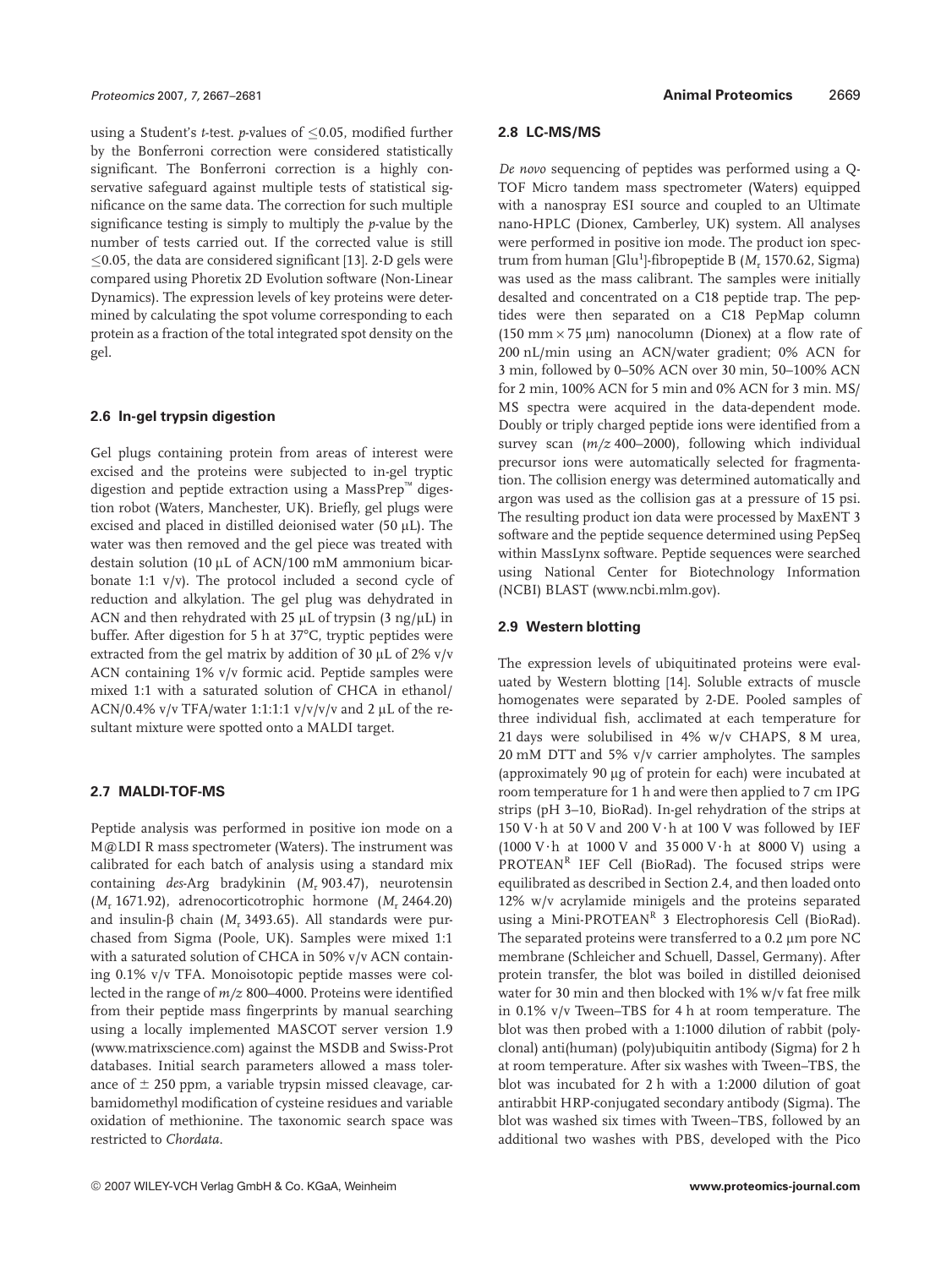using a Student's *t*-test. *p*-values of ≤0.05, modified further by the Bonferroni correction were considered statistically significant. The Bonferroni correction is a highly conservative safeguard against multiple tests of statistical significance on the same data. The correction for such multiple significance testing is simply to multiply the *p*-value by the number of tests carried out. If the corrected value is still ≤0.05, the data are considered significant [13]. 2-D gels were compared using Phoretix 2D Evolution software (Non-Linear Dynamics). The expression levels of key proteins were determined by calculating the spot volume corresponding to each protein as a fraction of the total integrated spot density on the gel.

### 2.6 In-gel trypsin digestion

Gel plugs containing protein from areas of interest were excised and the proteins were subjected to in-gel tryptic digestion and peptide extraction using a MassPrep™ digestion robot (Waters, Manchester, UK). Briefly, gel plugs were excised and placed in distilled deionised water (50 μL). The water was then removed and the gel piece was treated with destain solution (10 μL of ACN/100 mM ammonium bicarbonate 1:1 v/v). The protocol included a second cycle of reduction and alkylation. The gel plug was dehydrated in ACN and then rehydrated with 25 μL of trypsin (3 ng/μL) in buffer. After digestion for 5 h at 37°C, tryptic peptides were extracted from the gel matrix by addition of 30 μL of 2% v/v ACN containing 1% v/v formic acid. Peptide samples were mixed 1:1 with a saturated solution of CHCA in ethanol/ACN/0.4% v/v TFA/water 1:1:1:1 v/v/v/v and 2 μL of the resultant mixture were spotted onto a MALDI target.

### 2.7 MALDI-TOF-MS

Peptide analysis was performed in positive ion mode on a M@LDI R mass spectrometer (Waters). The instrument was calibrated for each batch of analysis using a standard mix containing *des*-Arg bradykinin ($M_r$ 903.47), neurotensin ($M_r$ 1671.92), adrenocorticotrophic hormone ($M_r$ 2464.20) and insulin-β chain ($M_r$ 3493.65). All standards were purchased from Sigma (Poole, UK). Samples were mixed 1:1 with a saturated solution of CHCA in 50% v/v ACN containing 0.1% v/v TFA. Monoisotopic peptide masses were collected in the range of $m/z$ 800–4000. Proteins were identified from their peptide mass fingerprints by manual searching using a locally implemented MASCOT server version 1.9 (www.matrixscience.com) against the MSDB and Swiss-Prot databases. Initial search parameters allowed a mass tolerance of ± 250 ppm, a variable trypsin missed cleavage, carbamidomethyl modification of cysteine residues and variable oxidation of methionine. The taxonomic search space was restricted to *Chordata*.

### 2.8 LC-MS/MS

*De novo* sequencing of peptides was performed using a Q-TOF Micro tandem mass spectrometer (Waters) equipped with a nanospray ESI source and coupled to an Ultimate nano-HPLC (Dionex, Camberley, UK) system. All analyses were performed in positive ion mode. The product ion spectrum from human [$Glu^1$]-fibropeptide B ($M_r$ 1570.62, Sigma) was used as the mass calibrant. The samples were initially desalted and concentrated on a C18 peptide trap. The peptides were then separated on a C18 PepMap column (150 mm × 75 μm) nanocolumn (Dionex) at a flow rate of 200 nL/min using an ACN/water gradient; 0% ACN for 3 min, followed by 0–50% ACN over 30 min, 50–100% ACN for 2 min, 100% ACN for 5 min and 0% ACN for 3 min. MS/MS spectra were acquired in the data-dependent mode. Doubly or triply charged peptide ions were identified from a survey scan ($m/z$ 400–2000), following which individual precursor ions were automatically selected for fragmentation. The collision energy was determined automatically and argon was used as the collision gas at a pressure of 15 psi. The resulting product ion data were processed by MaxENT 3 software and the peptide sequence determined using PepSeq within MassLynx software. Peptide sequences were searched using National Center for Biotechnology Information (NCBI) BLAST (www.ncbi.mlm.gov).

### 2.9 Western blotting

The expression levels of ubiquitinated proteins were evaluated by Western blotting [14]. Soluble extracts of muscle homogenates were separated by 2-DE. Pooled samples of three individual fish, acclimated at each temperature for 21 days were solubilised in 4% w/v CHAPS, 8 M urea, 20 mM DTT and 5% v/v carrier ampholytes. The samples (approximately 90 μg of protein for each) were incubated at room temperature for 1 h and were then applied to 7 cm IPG strips (pH 3–10, BioRad). In-gel rehydration of the strips at 150 V·h at 50 V and 200 V·h at 100 V was followed by IEF (1000 V·h at 1000 V and 35 000 V·h at 8000 V) using a PROTEAN[R] IEF Cell (BioRad). The focused strips were equilibrated as described in Section 2.4, and then loaded onto 12% w/v acrylamide minigels and the proteins separated using a Mini-PROTEAN[R] 3 Electrophoresis Cell (BioRad). The separated proteins were transferred to a 0.2 μm pore NC membrane (Schleicher and Schuell, Dassel, Germany). After protein transfer, the blot was boiled in distilled deionised water for 30 min and then blocked with 1% w/v fat free milk in 0.1% v/v Tween–TBS for 4 h at room temperature. The blot was then probed with a 1:1000 dilution of rabbit (polyclonal) anti(human) (poly)ubiquitin antibody (Sigma) for 2 h at room temperature. After six washes with Tween–TBS, the blot was incubated for 2 h with a 1:2000 dilution of goat antirabbit HRP-conjugated secondary antibody (Sigma). The blot was washed six times with Tween–TBS, followed by an additional two washes with PBS, developed with the Pico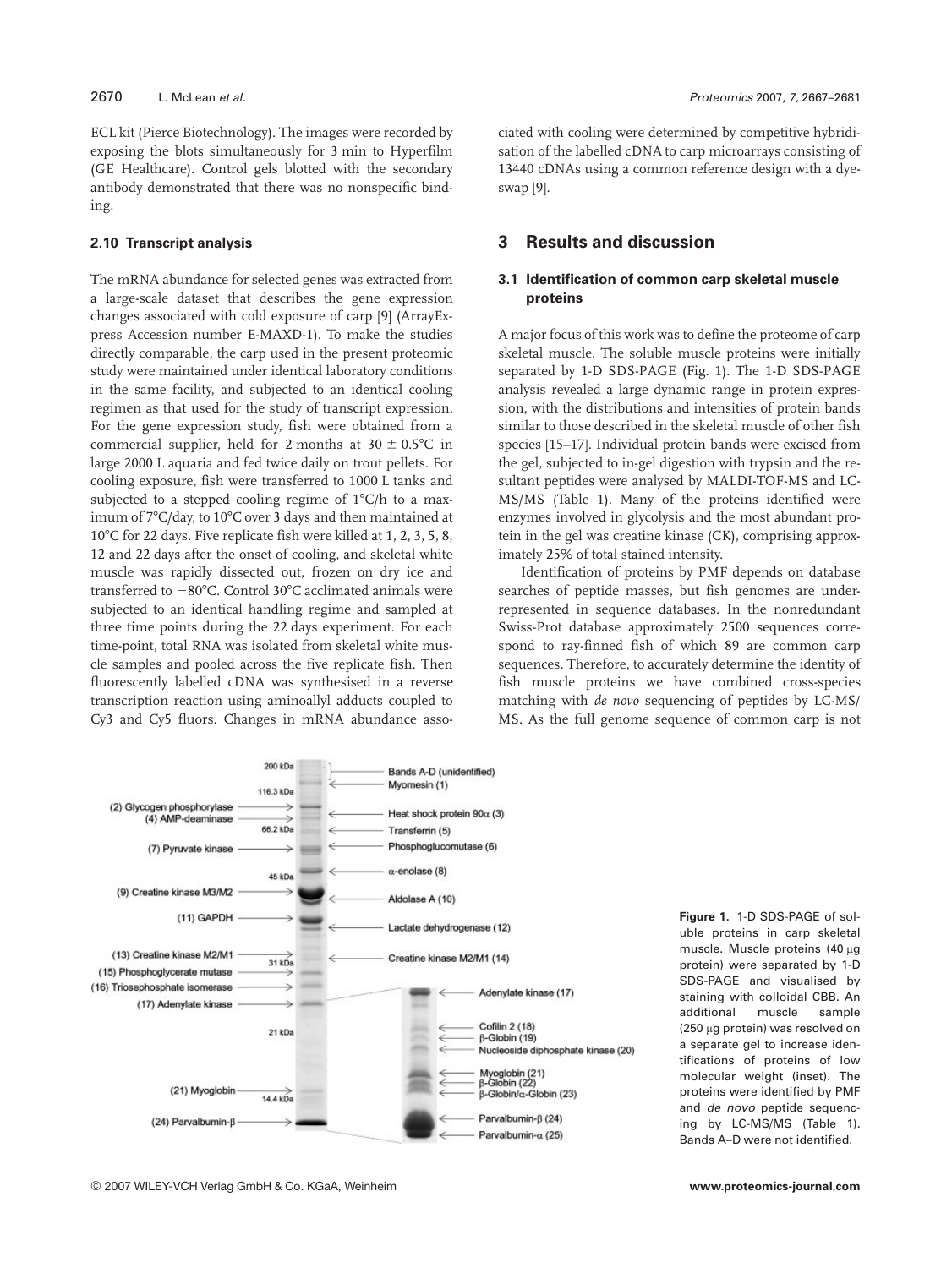ECL kit (Pierce Biotechnology). The images were recorded by exposing the blots simultaneously for 3 min to Hyperfilm (GE Healthcare). Control gels blotted with the secondary antibody demonstrated that there was no nonspecific binding.

### 2.10 Transcript analysis

The mRNA abundance for selected genes was extracted from a large-scale dataset that describes the gene expression changes associated with cold exposure of carp [9] (ArrayExpress Accession number E-MAXD-1). To make the studies directly comparable, the carp used in the present proteomic study were maintained under identical laboratory conditions in the same facility, and subjected to an identical cooling regimen as that used for the study of transcript expression. For the gene expression study, fish were obtained from a commercial supplier, held for 2 months at 30 ± 0.5°C in large 2000 L aquaria and fed twice daily on trout pellets. For cooling exposure, fish were transferred to 1000 L tanks and subjected to a stepped cooling regime of 1°C/h to a maximum of 7°C/day, to 10°C over 3 days and then maintained at 10°C for 22 days. Five replicate fish were killed at 1, 2, 3, 5, 8, 12 and 22 days after the onset of cooling, and skeletal white muscle was rapidly dissected out, frozen on dry ice and transferred to −80°C. Control 30°C acclimated animals were subjected to an identical handling regime and sampled at three time points during the 22 days experiment. For each time-point, total RNA was isolated from skeletal white muscle samples and pooled across the five replicate fish. Then fluorescently labelled cDNA was synthesised in a reverse transcription reaction using aminoallyl adducts coupled to Cy3 and Cy5 fluors. Changes in mRNA abundance associated with cooling were determined by competitive hybridisation of the labelled cDNA to carp microarrays consisting of 13440 cDNAs using a common reference design with a dye-swap [9].

## 3 Results and discussion

### 3.1 Identification of common carp skeletal muscle proteins

A major focus of this work was to define the proteome of carp skeletal muscle. The soluble muscle proteins were initially separated by 1-D SDS-PAGE (Fig. 1). The 1-D SDS-PAGE analysis revealed a large dynamic range in protein expression, with the distributions and intensities of protein bands similar to those described in the skeletal muscle of other fish species [15–17]. Individual protein bands were excised from the gel, subjected to in-gel digestion with trypsin and the resultant peptides were analysed by MALDI-TOF-MS and LC-MS/MS (Table 1). Many of the proteins identified were enzymes involved in glycolysis and the most abundant protein in the gel was creatine kinase (CK), comprising approximately 25% of total stained intensity.

Identification of proteins by PMF depends on database searches of peptide masses, but fish genomes are underrepresented in sequence databases. In the nonredundant Swiss-Prot database approximately 2500 sequences correspond to ray-finned fish of which 89 are common carp sequences. Therefore, to accurately determine the identity of fish muscle proteins we have combined cross-species matching with *de novo* sequencing of peptides by LC-MS/MS. As the full genome sequence of common carp is not

**Figure 1.** 1-D SDS-PAGE of soluble proteins in carp skeletal muscle. Muscle proteins (40 μg protein) were separated by 1-D SDS-PAGE and visualised by staining with colloidal CBB. An additional muscle sample (250 μg protein) was resolved on a separate gel to increase identifications of proteins of low molecular weight (inset). The proteins were identified by PMF and *de novo* peptide sequencing by LC-MS/MS (Table 1). Bands A–D were not identified.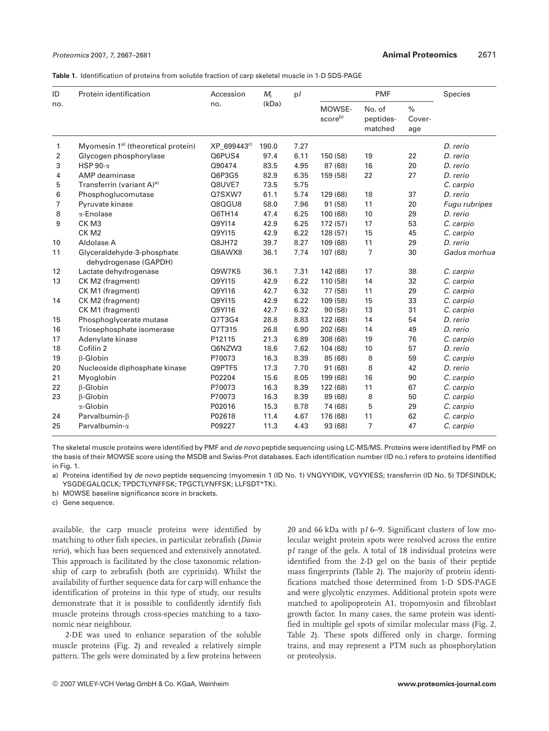**Table 1.** Identification of proteins from soluble fraction of carp skeletal muscle in 1-D SDS-PAGE

| ID no. | Protein identification | Accession no. | $M_r$ (kDa) | p$I$ | PMF | | | Species |
|---|---|---|---|---|---|---|---|---|
| | | | | | MOWSE-score[b)] | No. of peptides-matched | % Cover-age | |
| 1 | Myomesin 1[a)] (theoretical protein) | XP_699443[c)] | 190.0 | 7.27 | | | | *D. rerio* |
| 2 | Glycogen phosphorylase | Q6PUS4 | 97.4 | 6.11 | 150 (58) | 19 | 22 | *D. rerio* |
| 3 | HSP 90-α | Q90474 | 83.5 | 4.95 | 87 (68) | 16 | 20 | *D. rerio* |
| 4 | AMP deaminase | Q6P3G5 | 82.9 | 6.35 | 159 (58) | 22 | 27 | *D. rerio* |
| 5 | Transferrin (variant A)[a)] | Q8UVE7 | 73.5 | 5.75 | | | | *C. carpio* |
| 6 | Phosphoglucomutase | Q7SXW7 | 61.1 | 5.74 | 129 (68) | 18 | 37 | *D. rerio* |
| 7 | Pyruvate kinase | Q8QGU8 | 58.0 | 7.96 | 91 (58) | 11 | 20 | *Fugu rubripes* |
| 8 | α-Enolase | Q6TH14 | 47.4 | 6.25 | 100 (68) | 10 | 29 | *D. rerio* |
| 9 | CK M3 | Q9YI14 | 42.9 | 6.25 | 172 (57) | 17 | 53 | *C. carpio* |
| | CK M2 | Q9YI15 | 42.9 | 6.22 | 128 (57) | 15 | 45 | *C. carpio* |
| 10 | Aldolase A | Q8JH72 | 39.7 | 8.27 | 109 (68) | 11 | 29 | *D. rerio* |
| 11 | Glyceraldehyde-3-phosphate dehydrogenase (GAPDH) | Q8AWX8 | 36.1 | 7.74 | 107 (68) | 7 | 30 | *Gadus morhua* |
| 12 | Lactate dehydrogenase | Q9W7K5 | 36.1 | 7.31 | 142 (68) | 17 | 38 | *C. carpio* |
| 13 | CK M2 (fragment) | Q9YI15 | 42.9 | 6.22 | 110 (58) | 14 | 32 | *C. carpio* |
| | CK M1 (fragment) | Q9YI16 | 42.7 | 6.32 | 77 (58) | 11 | 29 | *C. carpio* |
| 14 | CK M2 (fragment) | Q9YI15 | 42.9 | 6.22 | 109 (58) | 15 | 33 | *C. carpio* |
| | CK M1 (fragment) | Q9YI16 | 42.7 | 6.32 | 90 (58) | 13 | 31 | *C. carpio* |
| 15 | Phosphoglycerate mutase | Q7T3G4 | 28.8 | 8.83 | 122 (68) | 14 | 54 | *D. rerio* |
| 16 | Triosephosphate isomerase | Q7T315 | 26.8 | 6.90 | 202 (68) | 14 | 49 | *D. rerio* |
| 17 | Adenylate kinase | P12115 | 21.3 | 6.89 | 308 (68) | 19 | 76 | *C. carpio* |
| 18 | Cofilin 2 | Q6NZW3 | 18.6 | 7.62 | 104 (68) | 10 | 57 | *D. rerio* |
| 19 | β-Globin | P70073 | 16.3 | 8.39 | 85 (68) | 8 | 59 | *C. carpio* |
| 20 | Nucleoside diphosphate kinase | Q9PTF5 | 17.3 | 7.70 | 91 (68) | 8 | 42 | *D. rerio* |
| 21 | Myoglobin | P02204 | 15.6 | 8.05 | 199 (68) | 16 | 90 | *C. carpio* |
| 22 | β-Globin | P70073 | 16.3 | 8.39 | 122 (68) | 11 | 67 | *C. carpio* |
| 23 | β-Globin | P70073 | 16.3 | 8.39 | 89 (68) | 8 | 50 | *C. carpio* |
| | α-Globin | P02016 | 15.3 | 8.78 | 74 (68) | 5 | 29 | *C. carpio* |
| 24 | Parvalbumin-β | P02618 | 11.4 | 4.67 | 176 (68) | 11 | 62 | *C. carpio* |
| 25 | Parvalbumin-α | P09227 | 11.3 | 4.43 | 93 (68) | 7 | 47 | *C. carpio* |

The skeletal muscle proteins were identified by PMF and *de novo* peptide sequencing using LC-MS/MS. Proteins were identified by PMF on the basis of their MOWSE score using the MSDB and Swiss-Prot databases. Each identification number (ID no.) refers to proteins identified in Fig. 1.

a) Proteins identified by *de novo* peptide sequencing (myomesin 1 (ID No. 1) VNGYYIDIK, VGYYIESS; transferrin (ID No. 5) TDFSINDLK; YSGDEGALQCLK; TPDCTLYNFFSK; TPGCTLYNFFSK; LLFSDT*TK).

b) MOWSE baseline significance score in brackets.

c) Gene sequence.

available, the carp muscle proteins were identified by matching to other fish species, in particular zebrafish (*Danio rerio*), which has been sequenced and extensively annotated. This approach is facilitated by the close taxonomic relationship of carp to zebrafish (both are cyprinids). Whilst the availability of further sequence data for carp will enhance the identification of proteins in this type of study, our results demonstrate that it is possible to confidently identify fish muscle proteins through cross-species matching to a taxonomic near neighbour.

2-DE was used to enhance separation of the soluble muscle proteins (Fig. 2) and revealed a relatively simple pattern. The gels were dominated by a few proteins between 20 and 66 kDa with p$I$ 6–9. Significant clusters of low molecular weight protein spots were resolved across the entire p$I$ range of the gels. A total of 18 individual proteins were identified from the 2-D gel on the basis of their peptide mass fingerprints (Table 2). The majority of protein identifications matched those determined from 1-D SDS-PAGE and were glycolytic enzymes. Additional protein spots were matched to apolipoprotein A1, tropomyosin and fibroblast growth factor. In many cases, the same protein was identified in multiple gel spots of similar molecular mass (Fig. 2, Table 2). These spots differed only in charge, forming trains, and may represent a PTM such as phosphorylation or proteolysis.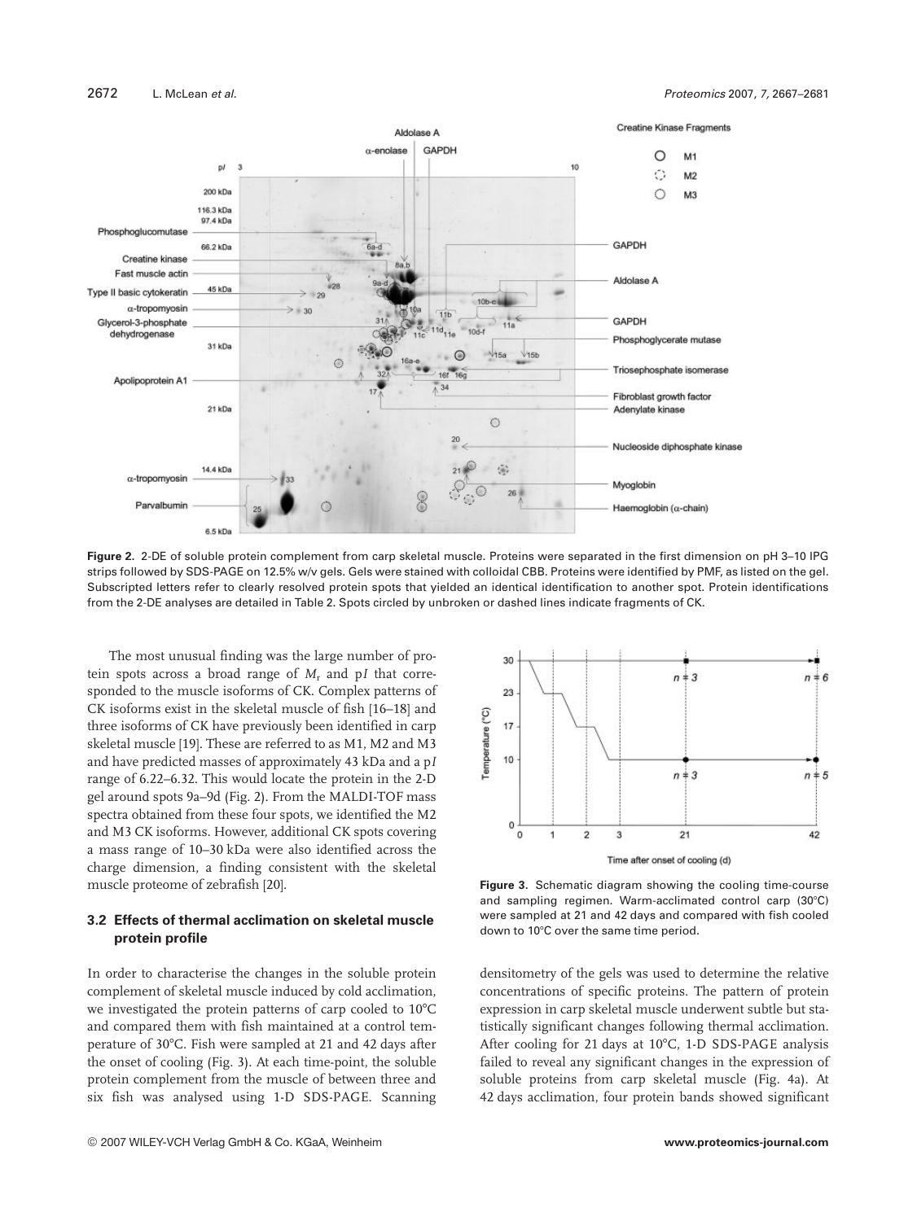**Figure 2.** 2-DE of soluble protein complement from carp skeletal muscle. Proteins were separated in the first dimension on pH 3–10 IPG strips followed by SDS-PAGE on 12.5% w/v gels. Gels were stained with colloidal CBB. Proteins were identified by PMF, as listed on the gel. Subscripted letters refer to clearly resolved protein spots that yielded an identical identification to another spot. Protein identifications from the 2-DE analyses are detailed in Table 2. Spots circled by unbroken or dashed lines indicate fragments of CK.

The most unusual finding was the large number of protein spots across a broad range of $M_r$ and p$I$ that corresponded to the muscle isoforms of CK. Complex patterns of CK isoforms exist in the skeletal muscle of fish [16–18] and three isoforms of CK have previously been identified in carp skeletal muscle [19]. These are referred to as M1, M2 and M3 and have predicted masses of approximately 43 kDa and a p$I$ range of 6.22–6.32. This would locate the protein in the 2-D gel around spots 9a–9d (Fig. 2). From the MALDI-TOF mass spectra obtained from these four spots, we identified the M2 and M3 CK isoforms. However, additional CK spots covering a mass range of 10–30 kDa were also identified across the charge dimension, a finding consistent with the skeletal muscle proteome of zebrafish [20].

### 3.2 Effects of thermal acclimation on skeletal muscle protein profile

In order to characterise the changes in the soluble protein complement of skeletal muscle induced by cold acclimation, we investigated the protein patterns of carp cooled to 10°C and compared them with fish maintained at a control temperature of 30°C. Fish were sampled at 21 and 42 days after the onset of cooling (Fig. 3). At each time-point, the soluble protein complement from the muscle of between three and six fish was analysed using 1-D SDS-PAGE. Scanning densitometry of the gels was used to determine the relative concentrations of specific proteins. The pattern of protein expression in carp skeletal muscle underwent subtle but statistically significant changes following thermal acclimation. After cooling for 21 days at 10°C, 1-D SDS-PAGE analysis failed to reveal any significant changes in the expression of soluble proteins from carp skeletal muscle (Fig. 4a). At 42 days acclimation, four protein bands showed significant

**Figure 3.** Schematic diagram showing the cooling time-course and sampling regimen. Warm-acclimated control carp (30°C) were sampled at 21 and 42 days and compared with fish cooled down to 10°C over the same time period.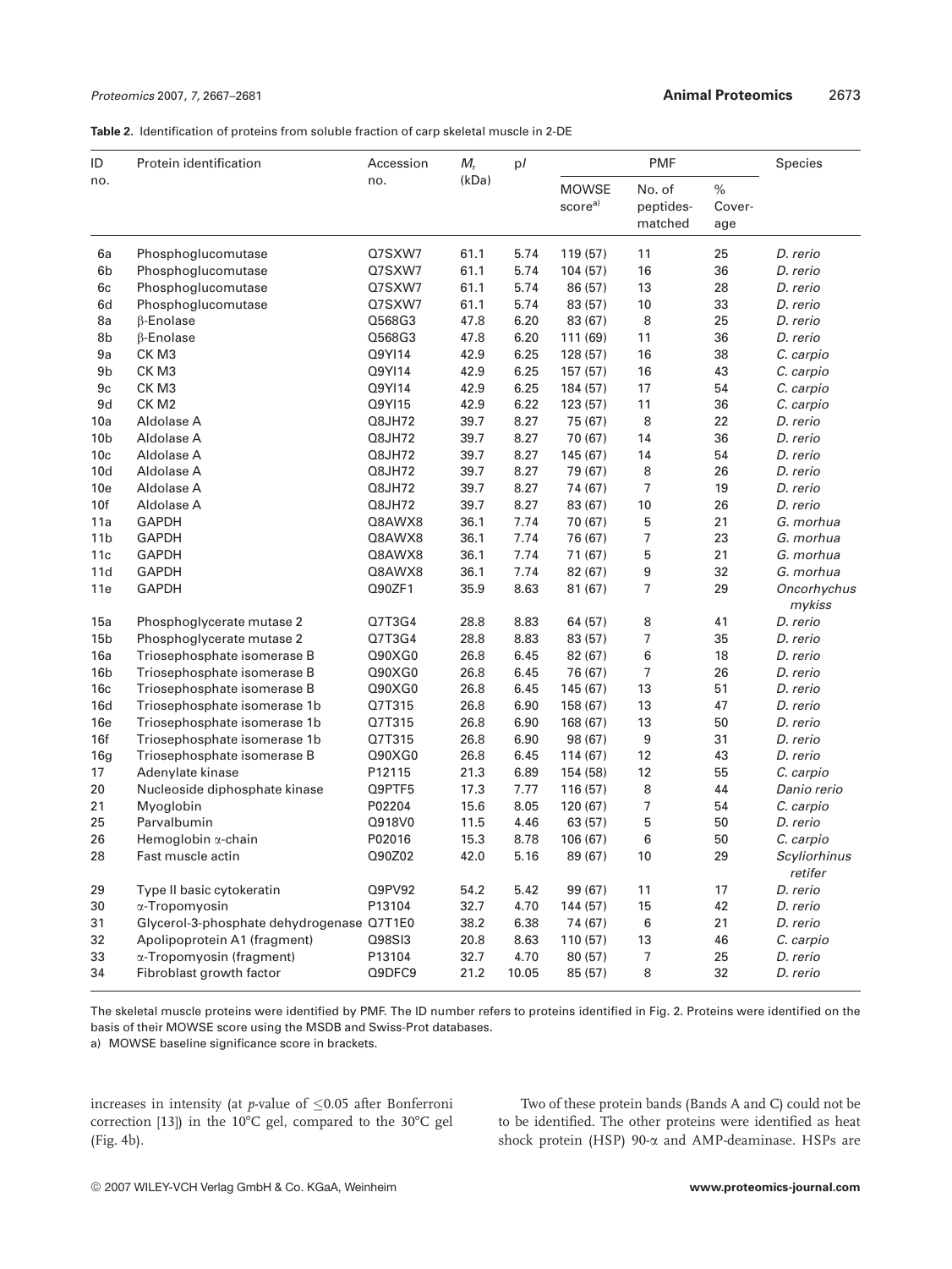**Table 2.** Identification of proteins from soluble fraction of carp skeletal muscle in 2-DE

| ID no. | Protein identification | Accession no. | $M_r$ (kDa) | p*I* | PMF | | | Species |
|---|---|---|---|---|---|---|---|---|
| | | | | | MOWSE score[a)] | No. of peptides-matched | % Cover-age | |
| 6a | Phosphoglucomutase | Q7SXW7 | 61.1 | 5.74 | 119 (57) | 11 | 25 | *D. rerio* |
| 6b | Phosphoglucomutase | Q7SXW7 | 61.1 | 5.74 | 104 (57) | 16 | 36 | *D. rerio* |
| 6c | Phosphoglucomutase | Q7SXW7 | 61.1 | 5.74 | 86 (57) | 13 | 28 | *D. rerio* |
| 6d | Phosphoglucomutase | Q7SXW7 | 61.1 | 5.74 | 83 (57) | 10 | 33 | *D. rerio* |
| 8a | β-Enolase | Q568G3 | 47.8 | 6.20 | 83 (67) | 8 | 25 | *D. rerio* |
| 8b | β-Enolase | Q568G3 | 47.8 | 6.20 | 111 (69) | 11 | 36 | *D. rerio* |
| 9a | CK M3 | Q9YI14 | 42.9 | 6.25 | 128 (57) | 16 | 38 | *C. carpio* |
| 9b | CK M3 | Q9YI14 | 42.9 | 6.25 | 157 (57) | 16 | 43 | *C. carpio* |
| 9c | CK M3 | Q9YI14 | 42.9 | 6.25 | 184 (57) | 17 | 54 | *C. carpio* |
| 9d | CK M2 | Q9YI15 | 42.9 | 6.22 | 123 (57) | 11 | 36 | *C. carpio* |
| 10a | Aldolase A | Q8JH72 | 39.7 | 8.27 | 75 (67) | 8 | 22 | *D. rerio* |
| 10b | Aldolase A | Q8JH72 | 39.7 | 8.27 | 70 (67) | 14 | 36 | *D. rerio* |
| 10c | Aldolase A | Q8JH72 | 39.7 | 8.27 | 145 (67) | 14 | 54 | *D. rerio* |
| 10d | Aldolase A | Q8JH72 | 39.7 | 8.27 | 79 (67) | 8 | 26 | *D. rerio* |
| 10e | Aldolase A | Q8JH72 | 39.7 | 8.27 | 74 (67) | 7 | 19 | *D. rerio* |
| 10f | Aldolase A | Q8JH72 | 39.7 | 8.27 | 83 (67) | 10 | 26 | *D. rerio* |
| 11a | GAPDH | Q8AWX8 | 36.1 | 7.74 | 70 (67) | 5 | 21 | *G. morhua* |
| 11b | GAPDH | Q8AWX8 | 36.1 | 7.74 | 76 (67) | 7 | 23 | *G. morhua* |
| 11c | GAPDH | Q8AWX8 | 36.1 | 7.74 | 71 (67) | 5 | 21 | *G. morhua* |
| 11d | GAPDH | Q8AWX8 | 36.1 | 7.74 | 82 (67) | 9 | 32 | *G. morhua* |
| 11e | GAPDH | Q90ZF1 | 35.9 | 8.63 | 81 (67) | 7 | 29 | *Oncorhychus mykiss* |
| 15a | Phosphoglycerate mutase 2 | Q7T3G4 | 28.8 | 8.83 | 64 (57) | 8 | 41 | *D. rerio* |
| 15b | Phosphoglycerate mutase 2 | Q7T3G4 | 28.8 | 8.83 | 83 (57) | 7 | 35 | *D. rerio* |
| 16a | Triosephosphate isomerase B | Q90XG0 | 26.8 | 6.45 | 82 (67) | 6 | 18 | *D. rerio* |
| 16b | Triosephosphate isomerase B | Q90XG0 | 26.8 | 6.45 | 76 (67) | 7 | 26 | *D. rerio* |
| 16c | Triosephosphate isomerase B | Q90XG0 | 26.8 | 6.45 | 145 (67) | 13 | 51 | *D. rerio* |
| 16d | Triosephosphate isomerase 1b | Q7T315 | 26.8 | 6.90 | 158 (67) | 13 | 47 | *D. rerio* |
| 16e | Triosephosphate isomerase 1b | Q7T315 | 26.8 | 6.90 | 168 (67) | 13 | 50 | *D. rerio* |
| 16f | Triosephosphate isomerase 1b | Q7T315 | 26.8 | 6.90 | 98 (67) | 9 | 31 | *D. rerio* |
| 16g | Triosephosphate isomerase B | Q90XG0 | 26.8 | 6.45 | 114 (67) | 12 | 43 | *D. rerio* |
| 17 | Adenylate kinase | P12115 | 21.3 | 6.89 | 154 (58) | 12 | 55 | *C. carpio* |
| 20 | Nucleoside diphosphate kinase | Q9PTF5 | 17.3 | 7.77 | 116 (57) | 8 | 44 | *Danio rerio* |
| 21 | Myoglobin | P02204 | 15.6 | 8.05 | 120 (67) | 7 | 54 | *C. carpio* |
| 25 | Parvalbumin | Q918V0 | 11.5 | 4.46 | 63 (57) | 5 | 50 | *D. rerio* |
| 26 | Hemoglobin α-chain | P02016 | 15.3 | 8.78 | 106 (67) | 6 | 50 | *C. carpio* |
| 28 | Fast muscle actin | Q90Z02 | 42.0 | 5.16 | 89 (67) | 10 | 29 | *Scyliorhinus retifer* |
| 29 | Type II basic cytokeratin | Q9PV92 | 54.2 | 5.42 | 99 (67) | 11 | 17 | *D. rerio* |
| 30 | α-Tropomyosin | P13104 | 32.7 | 4.70 | 144 (57) | 15 | 42 | *D. rerio* |
| 31 | Glycerol-3-phosphate dehydrogenase | Q7T1E0 | 38.2 | 6.38 | 74 (67) | 6 | 21 | *D. rerio* |
| 32 | Apolipoprotein A1 (fragment) | Q98SI3 | 20.8 | 8.63 | 110 (57) | 13 | 46 | *C. carpio* |
| 33 | α-Tropomyosin (fragment) | P13104 | 32.7 | 4.70 | 80 (57) | 7 | 25 | *D. rerio* |
| 34 | Fibroblast growth factor | Q9DFC9 | 21.2 | 10.05 | 85 (57) | 8 | 32 | *D. rerio* |

The skeletal muscle proteins were identified by PMF. The ID number refers to proteins identified in Fig. 2. Proteins were identified on the basis of their MOWSE score using the MSDB and Swiss-Prot databases.

a) MOWSE baseline significance score in brackets.

increases in intensity (at *p*-value of $\leq 0.05$ after Bonferroni correction [13]) in the 10°C gel, compared to the 30°C gel (Fig. 4b).

Two of these protein bands (Bands A and C) could not be to be identified. The other proteins were identified as heat shock protein (HSP) 90-α and AMP-deaminase. HSPs are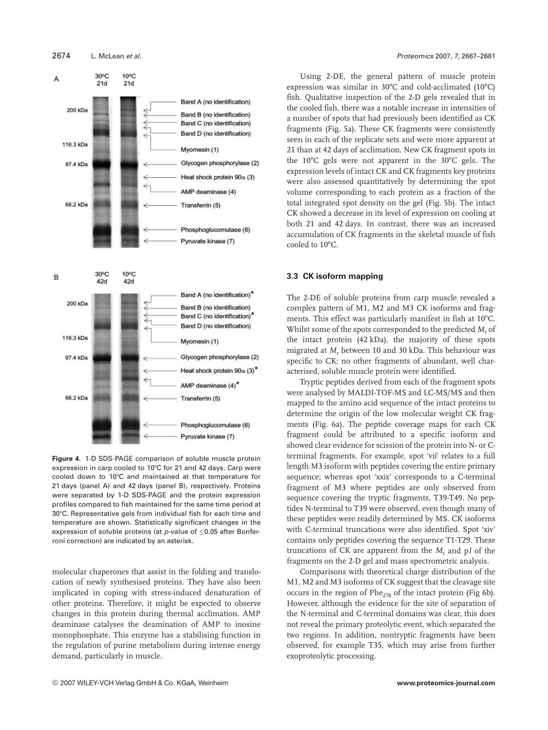A

| | 30ºC 21d | 10ºC 21d | |
|---|---|---|---|
| | | | Band A (no identification) |
| 200 kDa | | | Band B (no identification) |
| | | | Band C (no identification) |
| | | | Band D (no identification) |
| 116.3 kDa | | | Myomesin (1) |
| 97.4 kDa | | | Glycogen phosphorylase (2) |
| | | | Heat shock protein 90α (3) |
| | | | AMP deaminase (4) |
| 66.2 kDa | | | Transferrin (5) |
| | | | Phosphoglucomutase (6) |
| | | | Pyruvate kinase (7) |

B

| | 30ºC 42d | 10ºC 42d | |
|---|---|---|---|
| | | | Band A (no identification)* |
| 200 kDa | | | Band B (no identification) |
| | | | Band C (no identification)* |
| | | | Band D (no identification) |
| 116.3 kDa | | | Myomesin (1) |
| 97.4 kDa | | | Glycogen phosphorylase (2) |
| | | | Heat shock protein 90α (3)* |
| | | | AMP deaminase (4)* |
| 66.2 kDa | | | Transferrin (5) |
| | | | Phosphoglucomutase (6) |
| | | | Pyruvate kinase (7) |

**Figure 4.** 1-D SDS-PAGE comparison of soluble muscle protein expression in carp cooled to 10°C for 21 and 42 days. Carp were cooled down to 10°C and maintained at that temperature for 21 days (panel A) and 42 days (panel B), respectively. Proteins were separated by 1-D SDS-PAGE and the protein expression profiles compared to fish maintained for the same time period at 30°C. Representative gels from individual fish for each time and temperature are shown. Statistically significant changes in the expression of soluble proteins (at *p*-value of $\leq 0.05$ after Bonferroni correction) are indicated by an asterisk.

molecular chaperones that assist in the folding and translocation of newly synthesised proteins. They have also been implicated in coping with stress-induced denaturation of other proteins. Therefore, it might be expected to observe changes in this protein during thermal acclimation. AMP deaminase catalyses the deamination of AMP to inosine monophosphate. This enzyme has a stabilising function in the regulation of purine metabolism during intense energy demand, particularly in muscle.

Using 2-DE, the general pattern of muscle protein expression was similar in 30°C and cold-acclimated (10°C) fish. Qualitative inspection of the 2-D gels revealed that in the cooled fish, there was a notable increase in intensities of a number of spots that had previously been identified as CK fragments (Fig. 5a). These CK fragments were consistently seen in each of the replicate sets and were more apparent at 21 than at 42 days of acclimation. New CK fragment spots in the 10°C gels were not apparent in the 30°C gels. The expression levels of intact CK and CK fragments key proteins were also assessed quantitatively by determining the spot volume corresponding to each protein as a fraction of the total integrated spot density on the gel (Fig. 5b). The intact CK showed a decrease in its level of expression on cooling at both 21 and 42 days. In contrast, there was an increased accumulation of CK fragments in the skeletal muscle of fish cooled to 10°C.

### 3.3 CK isoform mapping

The 2-DE of soluble proteins from carp muscle revealed a complex pattern of M1, M2 and M3 CK isoforms and fragments. This effect was particularly manifest in fish at 10°C. Whilst some of the spots corresponded to the predicted $M_r$ of the intact protein (42 kDa), the majority of these spots migrated at $M_r$ between 10 and 30 kDa. This behaviour was specific to CK; no other fragments of abundant, well characterised, soluble muscle protein were identified.

Tryptic peptides derived from each of the fragment spots were analysed by MALDI-TOF-MS and LC-MS/MS and then mapped to the amino acid sequence of the intact proteins to determine the origin of the low molecular weight CK fragments (Fig. 6a). The peptide coverage maps for each CK fragment could be attributed to a specific isoform and showed clear evidence for scission of the protein into N- or C-terminal fragments. For example, spot 'vii' relates to a full length M3 isoform with peptides covering the entire primary sequence; whereas spot 'xxix' corresponds to a C-terminal fragment of M3 where peptides are only observed from sequence covering the tryptic fragments, T39-T49. No peptides N-terminal to T39 were observed, even though many of these peptides were readily determined by MS. CK isoforms with C-terminal truncations were also identified. Spot 'xiv' contains only peptides covering the sequence T1-T29. These truncations of CK are apparent from the $M_r$ and p$I$ of the fragments on the 2-D gel and mass spectrometric analysis.

Comparisons with theoretical charge distribution of the M1, M2 and M3 isoforms of CK suggest that the cleavage site occurs in the region of $Phe_{278}$ of the intact protein (Fig 6b). However, although the evidence for the site of separation of the N-terminal and C-terminal domains was clear, this does not reveal the primary proteolytic event, which separated the two regions. In addition, nontryptic fragments have been observed, for example T35, which may arise from further exoproteolytic processing.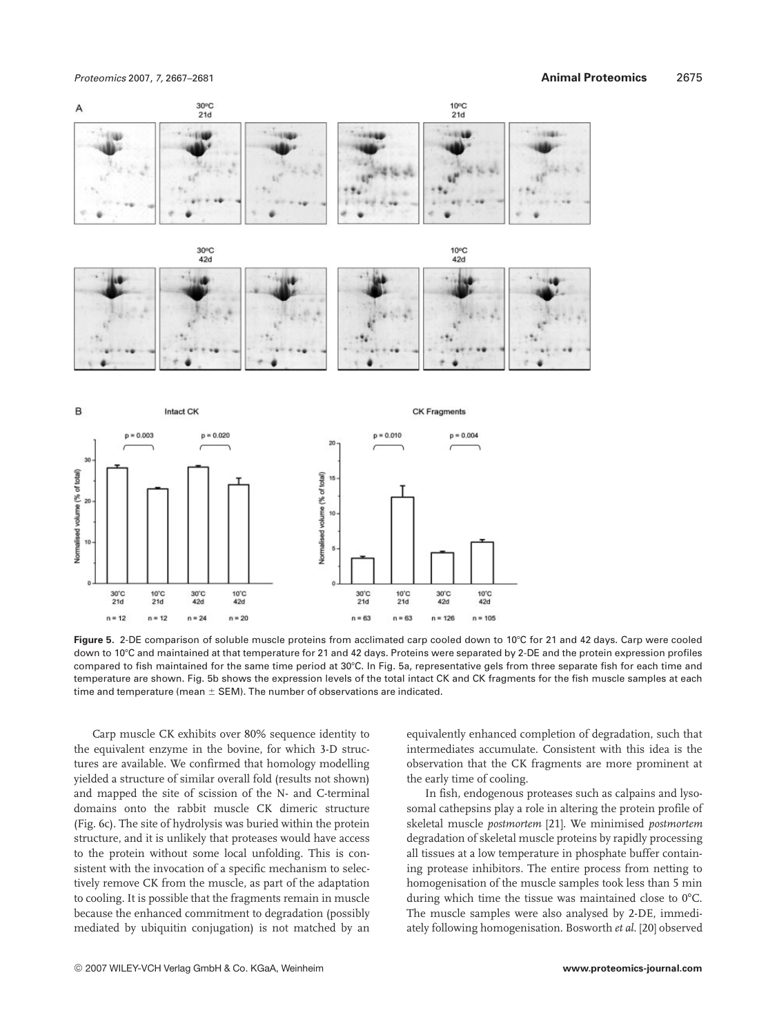**Figure 5.** 2-DE comparison of soluble muscle proteins from acclimated carp cooled down to 10°C for 21 and 42 days. Carp were cooled down to 10°C and maintained at that temperature for 21 and 42 days. Proteins were separated by 2-DE and the protein expression profiles compared to fish maintained for the same time period at 30°C. In Fig. 5a, representative gels from three separate fish for each time and temperature are shown. Fig. 5b shows the expression levels of the total intact CK and CK fragments for the fish muscle samples at each time and temperature (mean ± SEM). The number of observations are indicated.

Carp muscle CK exhibits over 80% sequence identity to the equivalent enzyme in the bovine, for which 3-D structures are available. We confirmed that homology modelling yielded a structure of similar overall fold (results not shown) and mapped the site of scission of the N- and C-terminal domains onto the rabbit muscle CK dimeric structure (Fig. 6c). The site of hydrolysis was buried within the protein structure, and it is unlikely that proteases would have access to the protein without some local unfolding. This is consistent with the invocation of a specific mechanism to selectively remove CK from the muscle, as part of the adaptation to cooling. It is possible that the fragments remain in muscle because the enhanced commitment to degradation (possibly mediated by ubiquitin conjugation) is not matched by an equivalently enhanced completion of degradation, such that intermediates accumulate. Consistent with this idea is the observation that the CK fragments are more prominent at the early time of cooling.

In fish, endogenous proteases such as calpains and lysosomal cathepsins play a role in altering the protein profile of skeletal muscle *postmortem* [21]. We minimised *postmortem* degradation of skeletal muscle proteins by rapidly processing all tissues at a low temperature in phosphate buffer containing protease inhibitors. The entire process from netting to homogenisation of the muscle samples took less than 5 min during which time the tissue was maintained close to 0°C. The muscle samples were also analysed by 2-DE, immediately following homogenisation. Bosworth *et al.* [20] observed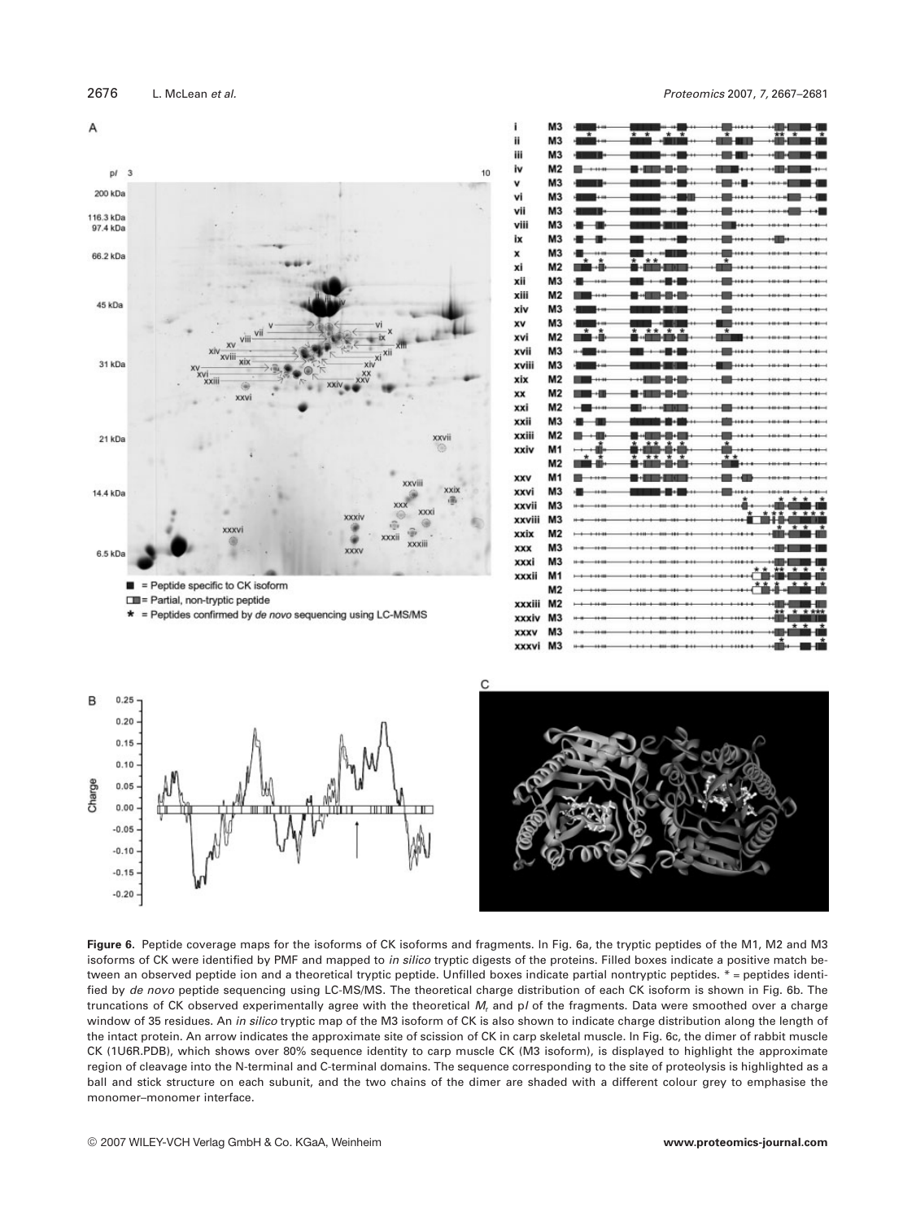**Figure 6.** Peptide coverage maps for the isoforms of CK isoforms and fragments. In Fig. 6a, the tryptic peptides of the M1, M2 and M3 isoforms of CK were identified by PMF and mapped to *in silico* tryptic digests of the proteins. Filled boxes indicate a positive match between an observed peptide ion and a theoretical tryptic peptide. Unfilled boxes indicate partial nontryptic peptides. * = peptides identified by *de novo* peptide sequencing using LC-MS/MS. The theoretical charge distribution of each CK isoform is shown in Fig. 6b. The truncations of CK observed experimentally agree with the theoretical $M_r$ and p$I$ of the fragments. Data were smoothed over a charge window of 35 residues. An *in silico* tryptic map of the M3 isoform of CK is also shown to indicate charge distribution along the length of the intact protein. An arrow indicates the approximate site of scission of CK in carp skeletal muscle. In Fig. 6c, the dimer of rabbit muscle CK (1U6R.PDB), which shows over 80% sequence identity to carp muscle CK (M3 isoform), is displayed to highlight the approximate region of cleavage into the N-terminal and C-terminal domains. The sequence corresponding to the site of proteolysis is highlighted as a ball and stick structure on each subunit, and the two chains of the dimer are shaded with a different colour grey to emphasise the monomer–monomer interface.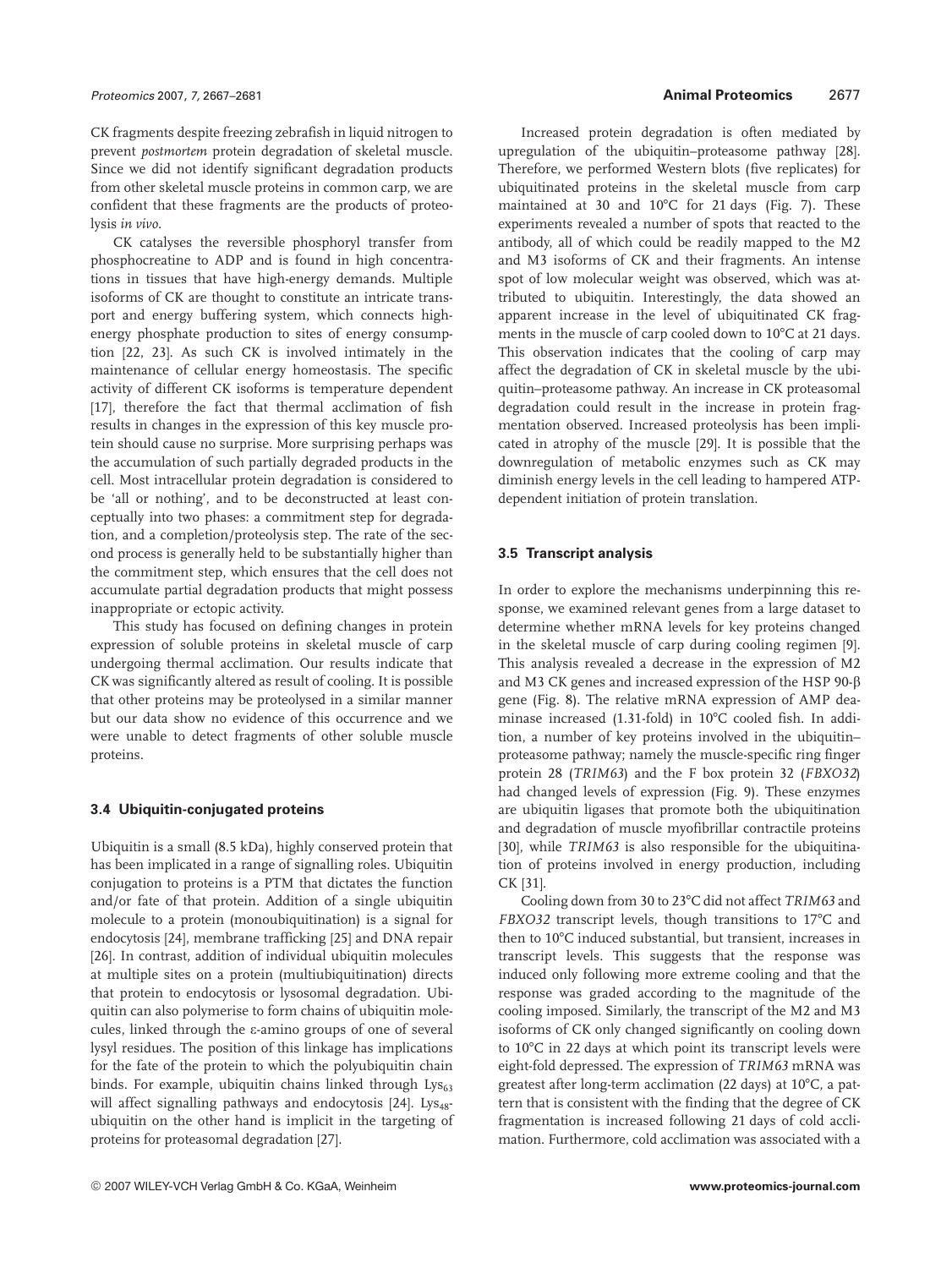CK fragments despite freezing zebrafish in liquid nitrogen to prevent *postmortem* protein degradation of skeletal muscle. Since we did not identify significant degradation products from other skeletal muscle proteins in common carp, we are confident that these fragments are the products of proteolysis *in vivo*.

CK catalyses the reversible phosphoryl transfer from phosphocreatine to ADP and is found in high concentrations in tissues that have high-energy demands. Multiple isoforms of CK are thought to constitute an intricate transport and energy buffering system, which connects high-energy phosphate production to sites of energy consumption [22, 23]. As such CK is involved intimately in the maintenance of cellular energy homeostasis. The specific activity of different CK isoforms is temperature dependent [17], therefore the fact that thermal acclimation of fish results in changes in the expression of this key muscle protein should cause no surprise. More surprising perhaps was the accumulation of such partially degraded products in the cell. Most intracellular protein degradation is considered to be 'all or nothing', and to be deconstructed at least conceptually into two phases: a commitment step for degradation, and a completion/proteolysis step. The rate of the second process is generally held to be substantially higher than the commitment step, which ensures that the cell does not accumulate partial degradation products that might possess inappropriate or ectopic activity.

This study has focused on defining changes in protein expression of soluble proteins in skeletal muscle of carp undergoing thermal acclimation. Our results indicate that CK was significantly altered as result of cooling. It is possible that other proteins may be proteolysed in a similar manner but our data show no evidence of this occurrence and we were unable to detect fragments of other soluble muscle proteins.

### 3.4 Ubiquitin-conjugated proteins

Ubiquitin is a small (8.5 kDa), highly conserved protein that has been implicated in a range of signalling roles. Ubiquitin conjugation to proteins is a PTM that dictates the function and/or fate of that protein. Addition of a single ubiquitin molecule to a protein (monoubiquitination) is a signal for endocytosis [24], membrane trafficking [25] and DNA repair [26]. In contrast, addition of individual ubiquitin molecules at multiple sites on a protein (multiubiquitination) directs that protein to endocytosis or lysosomal degradation. Ubiquitin can also polymerise to form chains of ubiquitin molecules, linked through the ε-amino groups of one of several lysyl residues. The position of this linkage has implications for the fate of the protein to which the polyubiquitin chain binds. For example, ubiquitin chains linked through $Lys_{63}$ will affect signalling pathways and endocytosis [24]. $Lys_{48}$-ubiquitin on the other hand is implicit in the targeting of proteins for proteasomal degradation [27].

Increased protein degradation is often mediated by upregulation of the ubiquitin–proteasome pathway [28]. Therefore, we performed Western blots (five replicates) for ubiquitinated proteins in the skeletal muscle from carp maintained at 30 and 10°C for 21 days (Fig. 7). These experiments revealed a number of spots that reacted to the antibody, all of which could be readily mapped to the M2 and M3 isoforms of CK and their fragments. An intense spot of low molecular weight was observed, which was attributed to ubiquitin. Interestingly, the data showed an apparent increase in the level of ubiquitinated CK fragments in the muscle of carp cooled down to 10°C at 21 days. This observation indicates that the cooling of carp may affect the degradation of CK in skeletal muscle by the ubiquitin–proteasome pathway. An increase in CK proteasomal degradation could result in the increase in protein fragmentation observed. Increased proteolysis has been implicated in atrophy of the muscle [29]. It is possible that the downregulation of metabolic enzymes such as CK may diminish energy levels in the cell leading to hampered ATP-dependent initiation of protein translation.

### 3.5 Transcript analysis

In order to explore the mechanisms underpinning this response, we examined relevant genes from a large dataset to determine whether mRNA levels for key proteins changed in the skeletal muscle of carp during cooling regimen [9]. This analysis revealed a decrease in the expression of M2 and M3 CK genes and increased expression of the HSP 90-β gene (Fig. 8). The relative mRNA expression of AMP deaminase increased (1.31-fold) in 10°C cooled fish. In addition, a number of key proteins involved in the ubiquitin–proteasome pathway; namely the muscle-specific ring finger protein 28 (*TRIM63*) and the F box protein 32 (*FBXO32*) had changed levels of expression (Fig. 9). These enzymes are ubiquitin ligases that promote both the ubiquitination and degradation of muscle myofibrillar contractile proteins [30], while *TRIM63* is also responsible for the ubiquitination of proteins involved in energy production, including CK [31].

Cooling down from 30 to 23°C did not affect *TRIM63* and *FBXO32* transcript levels, though transitions to 17°C and then to 10°C induced substantial, but transient, increases in transcript levels. This suggests that the response was induced only following more extreme cooling and that the response was graded according to the magnitude of the cooling imposed. Similarly, the transcript of the M2 and M3 isoforms of CK only changed significantly on cooling down to 10°C in 22 days at which point its transcript levels were eight-fold depressed. The expression of *TRIM63* mRNA was greatest after long-term acclimation (22 days) at 10°C, a pattern that is consistent with the finding that the degree of CK fragmentation is increased following 21 days of cold acclimation. Furthermore, cold acclimation was associated with a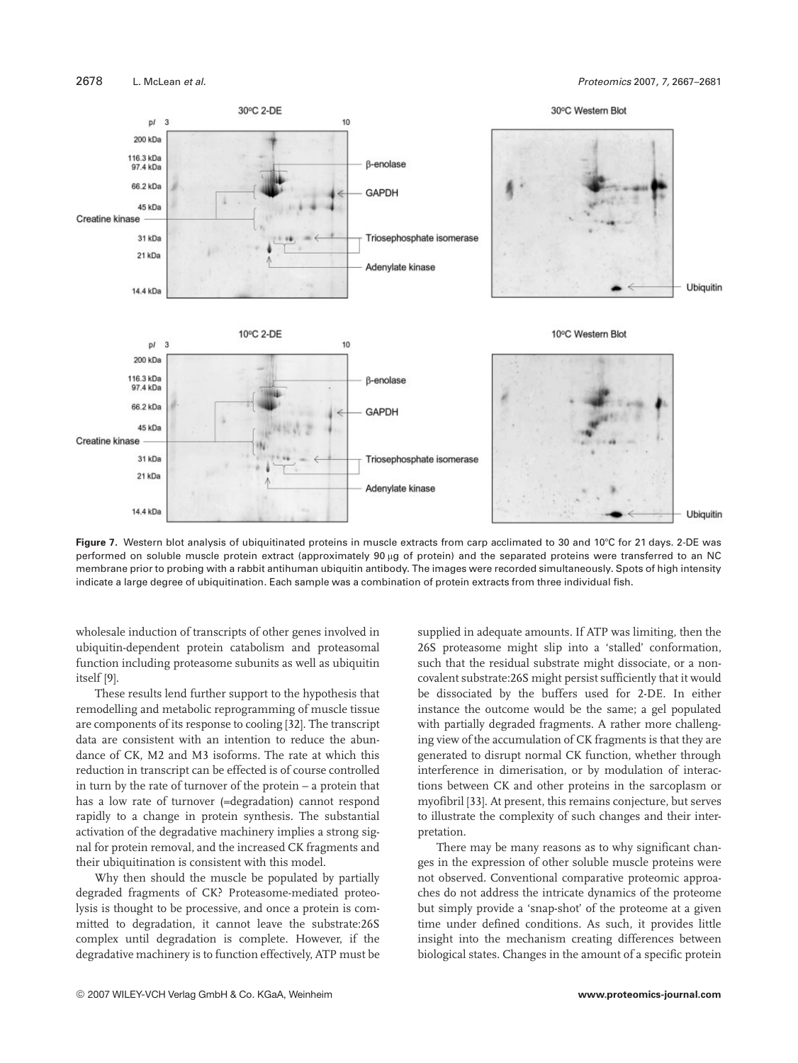**Figure 7.** Western blot analysis of ubiquitinated proteins in muscle extracts from carp acclimated to 30 and 10°C for 21 days. 2-DE was performed on soluble muscle protein extract (approximately 90 μg of protein) and the separated proteins were transferred to an NC membrane prior to probing with a rabbit antihuman ubiquitin antibody. The images were recorded simultaneously. Spots of high intensity indicate a large degree of ubiquitination. Each sample was a combination of protein extracts from three individual fish.

wholesale induction of transcripts of other genes involved in ubiquitin-dependent protein catabolism and proteasomal function including proteasome subunits as well as ubiquitin itself [9].

These results lend further support to the hypothesis that remodelling and metabolic reprogramming of muscle tissue are components of its response to cooling [32]. The transcript data are consistent with an intention to reduce the abundance of CK, M2 and M3 isoforms. The rate at which this reduction in transcript can be effected is of course controlled in turn by the rate of turnover of the protein – a protein that has a low rate of turnover (=degradation) cannot respond rapidly to a change in protein synthesis. The substantial activation of the degradative machinery implies a strong signal for protein removal, and the increased CK fragments and their ubiquitination is consistent with this model.

Why then should the muscle be populated by partially degraded fragments of CK? Proteasome-mediated proteolysis is thought to be processive, and once a protein is committed to degradation, it cannot leave the substrate:26S complex until degradation is complete. However, if the degradative machinery is to function effectively, ATP must be supplied in adequate amounts. If ATP was limiting, then the 26S proteasome might slip into a 'stalled' conformation, such that the residual substrate might dissociate, or a noncovalent substrate:26S might persist sufficiently that it would be dissociated by the buffers used for 2-DE. In either instance the outcome would be the same; a gel populated with partially degraded fragments. A rather more challenging view of the accumulation of CK fragments is that they are generated to disrupt normal CK function, whether through interference in dimerisation, or by modulation of interactions between CK and other proteins in the sarcoplasm or myofibril [33]. At present, this remains conjecture, but serves to illustrate the complexity of such changes and their interpretation.

There may be many reasons as to why significant changes in the expression of other soluble muscle proteins were not observed. Conventional comparative proteomic approaches do not address the intricate dynamics of the proteome but simply provide a 'snap-shot' of the proteome at a given time under defined conditions. As such, it provides little insight into the mechanism creating differences between biological states. Changes in the amount of a specific protein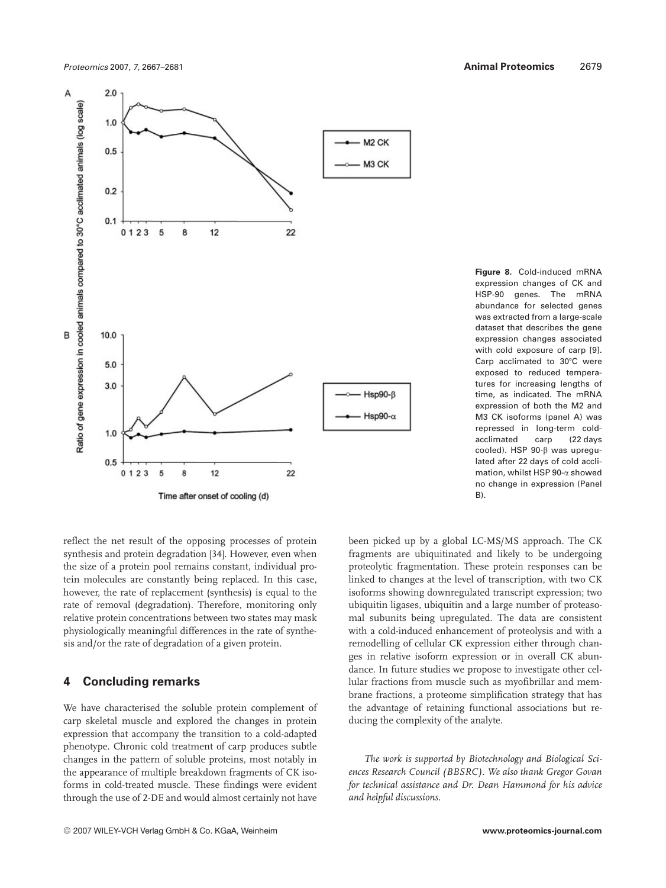Figure 8. Cold-induced mRNA expression changes of CK and HSP-90 genes. The mRNA abundance for selected genes was extracted from a large-scale dataset that describes the gene expression changes associated with cold exposure of carp [9]. Carp acclimated to 30°C were exposed to reduced temperatures for increasing lengths of time, as indicated. The mRNA expression of both the M2 and M3 CK isoforms (panel A) was repressed in long-term cold-acclimated carp (22 days cooled). HSP 90-β was upregulated after 22 days of cold acclimation, whilst HSP 90-α showed no change in expression (Panel B).

reflect the net result of the opposing processes of protein synthesis and protein degradation [34]. However, even when the size of a protein pool remains constant, individual protein molecules are constantly being replaced. In this case, however, the rate of replacement (synthesis) is equal to the rate of removal (degradation). Therefore, monitoring only relative protein concentrations between two states may mask physiologically meaningful differences in the rate of synthesis and/or the rate of degradation of a given protein.

## 4 Concluding remarks

We have characterised the soluble protein complement of carp skeletal muscle and explored the changes in protein expression that accompany the transition to a cold-adapted phenotype. Chronic cold treatment of carp produces subtle changes in the pattern of soluble proteins, most notably in the appearance of multiple breakdown fragments of CK isoforms in cold-treated muscle. These findings were evident through the use of 2-DE and would almost certainly not have been picked up by a global LC-MS/MS approach. The CK fragments are ubiquitinated and likely to be undergoing proteolytic fragmentation. These protein responses can be linked to changes at the level of transcription, with two CK isoforms showing downregulated transcript expression; two ubiquitin ligases, ubiquitin and a large number of proteasomal subunits being upregulated. The data are consistent with a cold-induced enhancement of proteolysis and with a remodelling of cellular CK expression either through changes in relative isoform expression or in overall CK abundance. In future studies we propose to investigate other cellular fractions from muscle such as myofibrillar and membrane fractions, a proteome simplification strategy that has the advantage of retaining functional associations but reducing the complexity of the analyte.

*The work is supported by Biotechnology and Biological Sciences Research Council (BBSRC). We also thank Gregor Govan for technical assistance and Dr. Dean Hammond for his advice and helpful discussions.*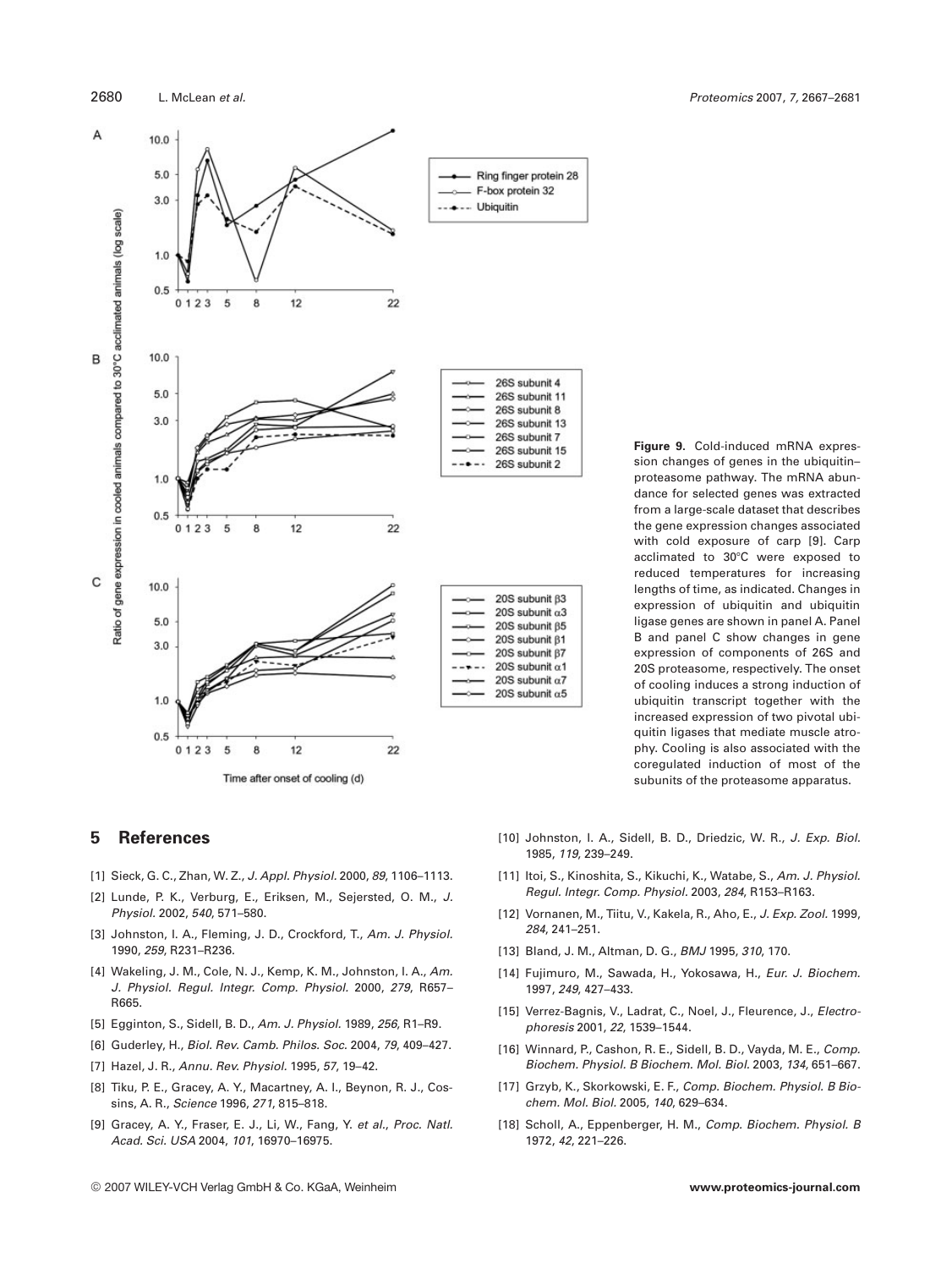**Figure 9.** Cold-induced mRNA expression changes of genes in the ubiquitin–proteasome pathway. The mRNA abundance for selected genes was extracted from a large-scale dataset that describes the gene expression changes associated with cold exposure of carp [9]. Carp acclimated to 30°C were exposed to reduced temperatures for increasing lengths of time, as indicated. Changes in expression of ubiquitin and ubiquitin ligase genes are shown in panel A. Panel B and panel C show changes in gene expression of components of 26S and 20S proteasome, respectively. The onset of cooling induces a strong induction of ubiquitin transcript together with the increased expression of two pivotal ubiquitin ligases that mediate muscle atrophy. Cooling is also associated with the coregulated induction of most of the subunits of the proteasome apparatus.

## 5 References

[1] Sieck, G. C., Zhan, W. Z., *J. Appl. Physiol.* 2000, *89*, 1106–1113.

[2] Lunde, P. K., Verburg, E., Eriksen, M., Sejersted, O. M., *J. Physiol.* 2002, *540*, 571–580.

[3] Johnston, I. A., Fleming, J. D., Crockford, T., *Am. J. Physiol.* 1990, *259*, R231–R236.

[4] Wakeling, J. M., Cole, N. J., Kemp, K. M., Johnston, I. A., *Am. J. Physiol. Regul. Integr. Comp. Physiol.* 2000, *279*, R657–R665.

[5] Egginton, S., Sidell, B. D., *Am. J. Physiol.* 1989, *256*, R1–R9.

[6] Guderley, H., *Biol. Rev. Camb. Philos. Soc.* 2004, *79*, 409–427.

[7] Hazel, J. R., *Annu. Rev. Physiol.* 1995, *57*, 19–42.

[8] Tiku, P. E., Gracey, A. Y., Macartney, A. I., Beynon, R. J., Cossins, A. R., *Science* 1996, *271*, 815–818.

[9] Gracey, A. Y., Fraser, E. J., Li, W., Fang, Y. *et al.*, *Proc. Natl. Acad. Sci. USA* 2004, *101*, 16970–16975.

[10] Johnston, I. A., Sidell, B. D., Driedzic, W. R., *J. Exp. Biol.* 1985, *119*, 239–249.

[11] Itoi, S., Kinoshita, S., Kikuchi, K., Watabe, S., *Am. J. Physiol. Regul. Integr. Comp. Physiol.* 2003, *284*, R153–R163.

[12] Vornanen, M., Tiitu, V., Kakela, R., Aho, E., *J. Exp. Zool.* 1999, *284*, 241–251.

[13] Bland, J. M., Altman, D. G., *BMJ* 1995, *310*, 170.

[14] Fujimuro, M., Sawada, H., Yokosawa, H., *Eur. J. Biochem.* 1997, *249*, 427–433.

[15] Verrez-Bagnis, V., Ladrat, C., Noel, J., Fleurence, J., *Electrophoresis* 2001, *22*, 1539–1544.

[16] Winnard, P., Cashon, R. E., Sidell, B. D., Vayda, M. E., *Comp. Biochem. Physiol. B Biochem. Mol. Biol.* 2003, *134*, 651–667.

[17] Grzyb, K., Skorkowski, E. F., *Comp. Biochem. Physiol. B Biochem. Mol. Biol.* 2005, *140*, 629–634.

[18] Scholl, A., Eppenberger, H. M., *Comp. Biochem. Physiol. B* 1972, *42*, 221–226.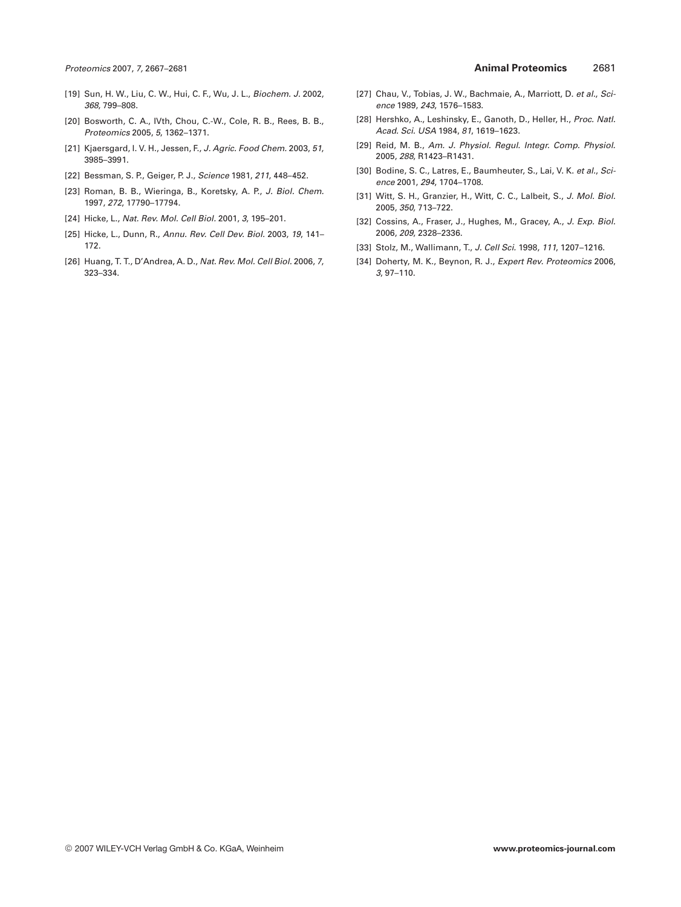[19] Sun, H. W., Liu, C. W., Hui, C. F., Wu, J. L., *Biochem. J.* 2002, *368*, 799–808.

[20] Bosworth, C. A., IVth, Chou, C.-W., Cole, R. B., Rees, B. B., *Proteomics* 2005, *5*, 1362–1371.

[21] Kjaersgard, I. V. H., Jessen, F., *J. Agric. Food Chem.* 2003, *51*, 3985–3991.

[22] Bessman, S. P., Geiger, P. J., *Science* 1981, *211*, 448–452.

[23] Roman, B. B., Wieringa, B., Koretsky, A. P., *J. Biol. Chem.* 1997, *272*, 17790–17794.

[24] Hicke, L., *Nat. Rev. Mol. Cell Biol.* 2001, *3*, 195–201.

[25] Hicke, L., Dunn, R., *Annu. Rev. Cell Dev. Biol.* 2003, *19*, 141–172.

[26] Huang, T. T., D'Andrea, A. D., *Nat. Rev. Mol. Cell Biol.* 2006, *7*, 323–334.

[27] Chau, V., Tobias, J. W., Bachmaie, A., Marriott, D. *et al.*, *Science* 1989, *243*, 1576–1583.

[28] Hershko, A., Leshinsky, E., Ganoth, D., Heller, H., *Proc. Natl. Acad. Sci. USA* 1984, *81*, 1619–1623.

[29] Reid, M. B., *Am. J. Physiol. Regul. Integr. Comp. Physiol.* 2005, *288*, R1423–R1431.

[30] Bodine, S. C., Latres, E., Baumheuter, S., Lai, V. K. *et al.*, *Science* 2001, *294*, 1704–1708.

[31] Witt, S. H., Granzier, H., Witt, C. C., Lalbeit, S., *J. Mol. Biol.* 2005, *350*, 713–722.

[32] Cossins, A., Fraser, J., Hughes, M., Gracey, A., *J. Exp. Biol.* 2006, *209*, 2328–2336.

[33] Stolz, M., Wallimann, T., *J. Cell Sci.* 1998, *111*, 1207–1216.

[34] Doherty, M. K., Beynon, R. J., *Expert Rev. Proteomics* 2006, *3*, 97–110.